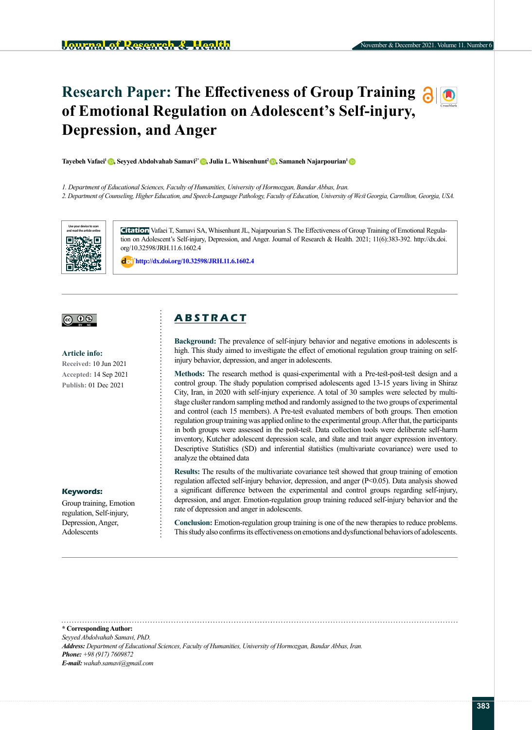# Research Paper: The Effectiveness of Group Training of Emotional Regulation on Adolescent's Self-injury, Depression, and Anger

**Tayebeh Vafaei[1], Seyyed Abdolvahab Samavi[2*], Julia L. Whisenhunt[2], Samaneh Najarpourian[1]**

*1. Department of Educational Sciences, Faculty of Humanities, University of Hormozgan, Bandar Abbas, Iran.*
*2. Department of Counseling, Higher Education, and Speech-Language Pathology, Faculty of Education, University of West Georgia, Carrollton, Georgia, USA.*

**Citation** Vafaei T, Samavi SA, Whisenhunt JL, Najarpourian S. The Effectiveness of Group Training of Emotional Regulation on Adolescent's Self-injury, Depression, and Anger. Journal of Research & Health. 2021; 11(6):383-392. http://dx.doi.org/10.32598/JRH.11.6.1602.4

http://dx.doi.org/10.32598/JRH.11.6.1602.4

**Article info:**
**Received:** 10 Jun 2021
**Accepted:** 14 Sep 2021
**Publish:** 01 Dec 2021

**Keywords:**
Group training, Emotion regulation, Self-injury, Depression, Anger, Adolescents

## ABSTRACT

**Background:** The prevalence of self-injury behavior and negative emotions in adolescents is high. This study aimed to investigate the effect of emotional regulation group training on self-injury behavior, depression, and anger in adolescents.

**Methods:** The research method is quasi-experimental with a Pre-test-post-test design and a control group. The study population comprised adolescents aged 13-15 years living in Shiraz City, Iran, in 2020 with self-injury experience. A total of 30 samples were selected by multi-stage cluster random sampling method and randomly assigned to the two groups of experimental and control (each 15 members). A Pre-test evaluated members of both groups. Then emotion regulation group training was applied online to the experimental group. After that, the participants in both groups were assessed in the post-test. Data collection tools were deliberate self-harm inventory, Kutcher adolescent depression scale, and state and trait anger expression inventory. Descriptive Statistics (SD) and inferential statistics (multivariate covariance) were used to analyze the obtained data

**Results:** The results of the multivariate covariance test showed that group training of emotion regulation affected self-injury behavior, depression, and anger ($P<0.05$). Data analysis showed a significant difference between the experimental and control groups regarding self-injury, depression, and anger. Emotion-regulation group training reduced self-injury behavior and the rate of depression and anger in adolescents.

**Conclusion:** Emotion-regulation group training is one of the new therapies to reduce problems. This study also confirms its effectiveness on emotions and dysfunctional behaviors of adolescents.

**\* Corresponding Author:**
*Seyyed Abdolvahab Samavi, PhD.*
***Address:*** *Department of Educational Sciences, Faculty of Humanities, University of Hormozgan, Bandar Abbas, Iran.*
***Phone:*** *+98 (917) 7609872*
***E-mail:*** *wahab.samavi@gmail.com*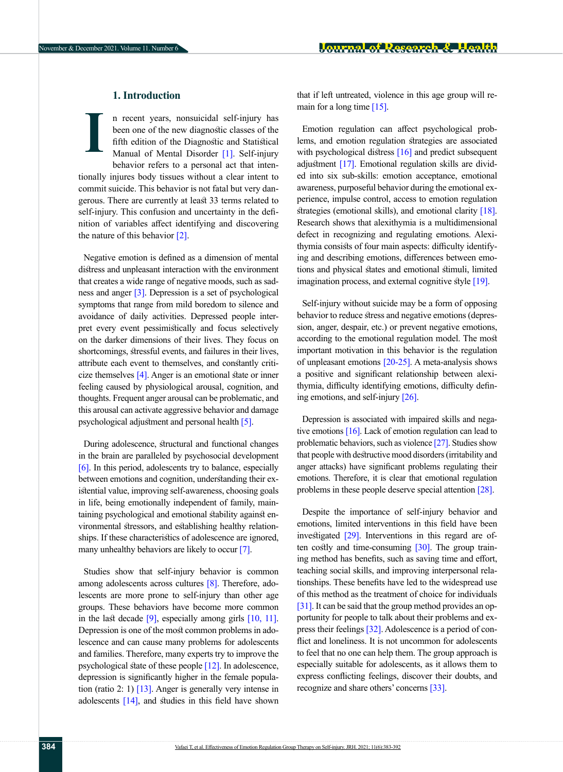## 1. Introduction

In recent years, nonsuicidal self-injury has been one of the new diagnostic classes of the fifth edition of the Diagnostic and Statistical Manual of Mental Disorder [1]. Self-injury behavior refers to a personal act that intentionally injures body tissues without a clear intent to commit suicide. This behavior is not fatal but very dangerous. There are currently at least 33 terms related to self-injury. This confusion and uncertainty in the definition of variables affect identifying and discovering the nature of this behavior [2].

Negative emotion is defined as a dimension of mental distress and unpleasant interaction with the environment that creates a wide range of negative moods, such as sadness and anger [3]. Depression is a set of psychological symptoms that range from mild boredom to silence and avoidance of daily activities. Depressed people interpret every event pessimistically and focus selectively on the darker dimensions of their lives. They focus on shortcomings, stressful events, and failures in their lives, attribute each event to themselves, and constantly criticize themselves [4]. Anger is an emotional state or inner feeling caused by physiological arousal, cognition, and thoughts. Frequent anger arousal can be problematic, and this arousal can activate aggressive behavior and damage psychological adjustment and personal health [5].

During adolescence, structural and functional changes in the brain are paralleled by psychosocial development [6]. In this period, adolescents try to balance, especially between emotions and cognition, understanding their existential value, improving self-awareness, choosing goals in life, being emotionally independent of family, maintaining psychological and emotional stability against environmental stressors, and establishing healthy relationships. If these characteristics of adolescence are ignored, many unhealthy behaviors are likely to occur [7].

Studies show that self-injury behavior is common among adolescents across cultures [8]. Therefore, adolescents are more prone to self-injury than other age groups. These behaviors have become more common in the last decade [9], especially among girls [10, 11]. Depression is one of the most common problems in adolescence and can cause many problems for adolescents and families. Therefore, many experts try to improve the psychological state of these people [12]. In adolescence, depression is significantly higher in the female population (ratio 2: 1) [13]. Anger is generally very intense in adolescents [14], and studies in this field have shown that if left untreated, violence in this age group will remain for a long time [15].

Emotion regulation can affect psychological problems, and emotion regulation strategies are associated with psychological distress [16] and predict subsequent adjustment [17]. Emotional regulation skills are divided into six sub-skills: emotion acceptance, emotional awareness, purposeful behavior during the emotional experience, impulse control, access to emotion regulation strategies (emotional skills), and emotional clarity [18]. Research shows that alexithymia is a multidimensional defect in recognizing and regulating emotions. Alexithymia consists of four main aspects: difficulty identifying and describing emotions, differences between emotions and physical states and emotional stimuli, limited imagination process, and external cognitive style [19].

Self-injury without suicide may be a form of opposing behavior to reduce stress and negative emotions (depression, anger, despair, etc.) or prevent negative emotions, according to the emotional regulation model. The most important motivation in this behavior is the regulation of unpleasant emotions [20-25]. A meta-analysis shows a positive and significant relationship between alexithymia, difficulty identifying emotions, difficulty defining emotions, and self-injury [26].

Depression is associated with impaired skills and negative emotions [16]. Lack of emotion regulation can lead to problematic behaviors, such as violence [27]. Studies show that people with destructive mood disorders (irritability and anger attacks) have significant problems regulating their emotions. Therefore, it is clear that emotional regulation problems in these people deserve special attention [28].

Despite the importance of self-injury behavior and emotions, limited interventions in this field have been investigated [29]. Interventions in this regard are often costly and time-consuming [30]. The group training method has benefits, such as saving time and effort, teaching social skills, and improving interpersonal relationships. These benefits have led to the widespread use of this method as the treatment of choice for individuals [31]. It can be said that the group method provides an opportunity for people to talk about their problems and express their feelings [32]. Adolescence is a period of conflict and loneliness. It is not uncommon for adolescents to feel that no one can help them. The group approach is especially suitable for adolescents, as it allows them to express conflicting feelings, discover their doubts, and recognize and share others' concerns [33].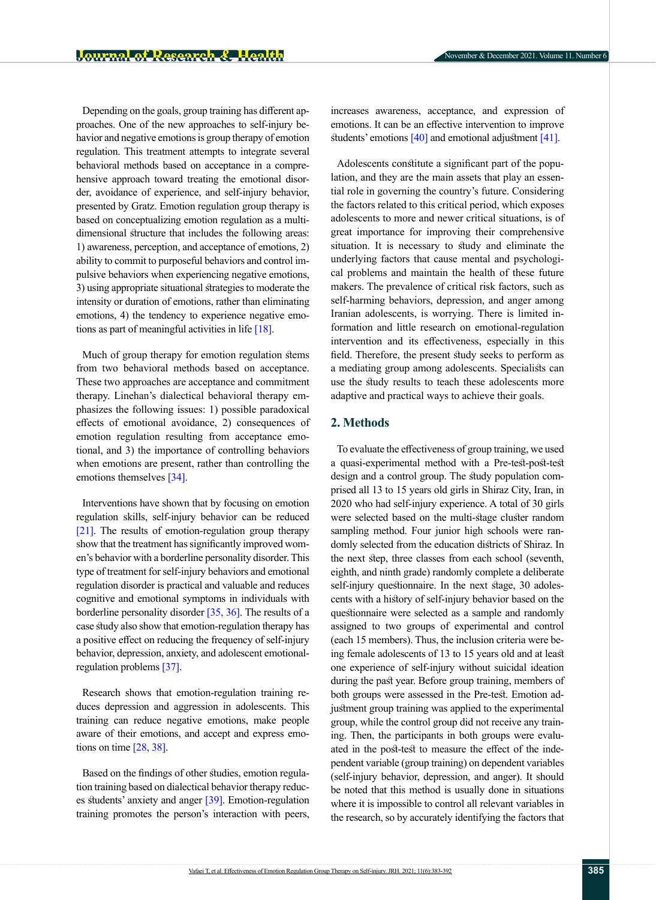Depending on the goals, group training has different approaches. One of the new approaches to self-injury behavior and negative emotions is group therapy of emotion regulation. This treatment attempts to integrate several behavioral methods based on acceptance in a comprehensive approach toward treating the emotional disorder, avoidance of experience, and self-injury behavior, presented by Gratz. Emotion regulation group therapy is based on conceptualizing emotion regulation as a multidimensional structure that includes the following areas: 1) awareness, perception, and acceptance of emotions, 2) ability to commit to purposeful behaviors and control impulsive behaviors when experiencing negative emotions, 3) using appropriate situational strategies to moderate the intensity or duration of emotions, rather than eliminating emotions, 4) the tendency to experience negative emotions as part of meaningful activities in life [18].

Much of group therapy for emotion regulation stems from two behavioral methods based on acceptance. These two approaches are acceptance and commitment therapy. Linehan's dialectical behavioral therapy emphasizes the following issues: 1) possible paradoxical effects of emotional avoidance, 2) consequences of emotion regulation resulting from acceptance emotional, and 3) the importance of controlling behaviors when emotions are present, rather than controlling the emotions themselves [34].

Interventions have shown that by focusing on emotion regulation skills, self-injury behavior can be reduced [21]. The results of emotion-regulation group therapy show that the treatment has significantly improved women's behavior with a borderline personality disorder. This type of treatment for self-injury behaviors and emotional regulation disorder is practical and valuable and reduces cognitive and emotional symptoms in individuals with borderline personality disorder [35, 36]. The results of a case study also show that emotion-regulation therapy has a positive effect on reducing the frequency of self-injury behavior, depression, anxiety, and adolescent emotional-regulation problems [37].

Research shows that emotion-regulation training reduces depression and aggression in adolescents. This training can reduce negative emotions, make people aware of their emotions, and accept and express emotions on time [28, 38].

Based on the findings of other studies, emotion regulation training based on dialectical behavior therapy reduces students' anxiety and anger [39]. Emotion-regulation training promotes the person's interaction with peers, increases awareness, acceptance, and expression of emotions. It can be an effective intervention to improve students' emotions [40] and emotional adjustment [41].

Adolescents constitute a significant part of the population, and they are the main assets that play an essential role in governing the country's future. Considering the factors related to this critical period, which exposes adolescents to more and newer critical situations, is of great importance for improving their comprehensive situation. It is necessary to study and eliminate the underlying factors that cause mental and psychological problems and maintain the health of these future makers. The prevalence of critical risk factors, such as self-harming behaviors, depression, and anger among Iranian adolescents, is worrying. There is limited information and little research on emotional-regulation intervention and its effectiveness, especially in this field. Therefore, the present study seeks to perform as a mediating group among adolescents. Specialists can use the study results to teach these adolescents more adaptive and practical ways to achieve their goals.

## 2. Methods

To evaluate the effectiveness of group training, we used a quasi-experimental method with a Pre-test-post-test design and a control group. The study population comprised all 13 to 15 years old girls in Shiraz City, Iran, in 2020 who had self-injury experience. A total of 30 girls were selected based on the multi-stage cluster random sampling method. Four junior high schools were randomly selected from the education districts of Shiraz. In the next step, three classes from each school (seventh, eighth, and ninth grade) randomly complete a deliberate self-injury questionnaire. In the next stage, 30 adolescents with a history of self-injury behavior based on the questionnaire were selected as a sample and randomly assigned to two groups of experimental and control (each 15 members). Thus, the inclusion criteria were being female adolescents of 13 to 15 years old and at least one experience of self-injury without suicidal ideation during the past year. Before group training, members of both groups were assessed in the Pre-test. Emotion adjustment group training was applied to the experimental group, while the control group did not receive any training. Then, the participants in both groups were evaluated in the post-test to measure the effect of the independent variable (group training) on dependent variables (self-injury behavior, depression, and anger). It should be noted that this method is usually done in situations where it is impossible to control all relevant variables in the research, so by accurately identifying the factors that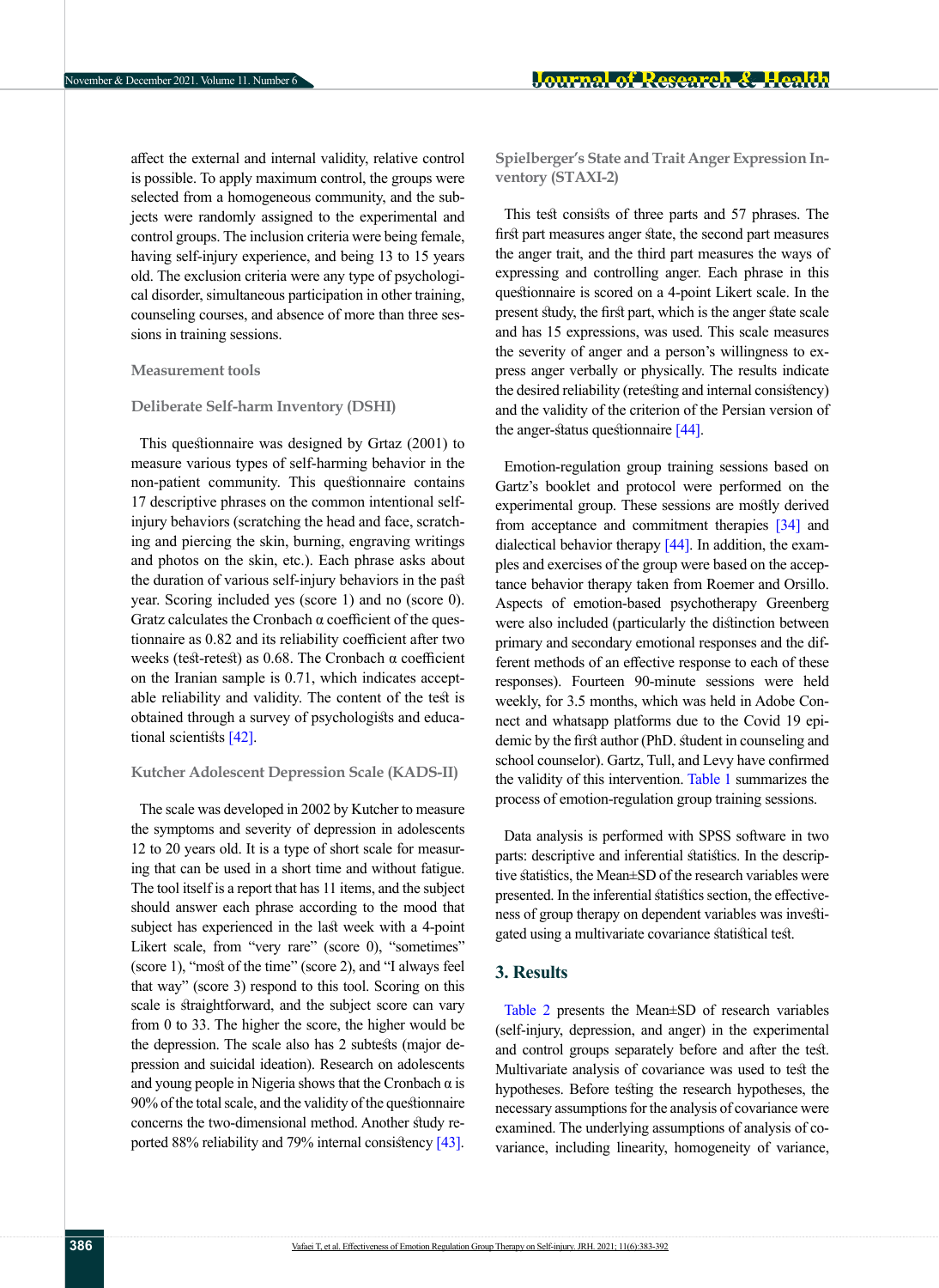affect the external and internal validity, relative control is possible. To apply maximum control, the groups were selected from a homogeneous community, and the subjects were randomly assigned to the experimental and control groups. The inclusion criteria were being female, having self-injury experience, and being 13 to 15 years old. The exclusion criteria were any type of psychological disorder, simultaneous participation in other training, counseling courses, and absence of more than three sessions in training sessions.

### Measurement tools

#### Deliberate Self-harm Inventory (DSHI)

This questionnaire was designed by Grtaz (2001) to measure various types of self-harming behavior in the non-patient community. This questionnaire contains 17 descriptive phrases on the common intentional self-injury behaviors (scratching the head and face, scratching and piercing the skin, burning, engraving writings and photos on the skin, etc.). Each phrase asks about the duration of various self-injury behaviors in the past year. Scoring included yes (score 1) and no (score 0). Gratz calculates the Cronbach α coefficient of the questionnaire as 0.82 and its reliability coefficient after two weeks (test-retest) as 0.68. The Cronbach α coefficient on the Iranian sample is 0.71, which indicates acceptable reliability and validity. The content of the test is obtained through a survey of psychologists and educational scientists [42].

#### Kutcher Adolescent Depression Scale (KADS-II)

The scale was developed in 2002 by Kutcher to measure the symptoms and severity of depression in adolescents 12 to 20 years old. It is a type of short scale for measuring that can be used in a short time and without fatigue. The tool itself is a report that has 11 items, and the subject should answer each phrase according to the mood that subject has experienced in the last week with a 4-point Likert scale, from "very rare" (score 0), "sometimes" (score 1), "most of the time" (score 2), and "I always feel that way" (score 3) respond to this tool. Scoring on this scale is straightforward, and the subject score can vary from 0 to 33. The higher the score, the higher would be the depression. The scale also has 2 subtests (major depression and suicidal ideation). Research on adolescents and young people in Nigeria shows that the Cronbach α is 90% of the total scale, and the validity of the questionnaire concerns the two-dimensional method. Another study reported 88% reliability and 79% internal consistency [43].

#### Spielberger's State and Trait Anger Expression Inventory (STAXI-2)

This test consists of three parts and 57 phrases. The first part measures anger state, the second part measures the anger trait, and the third part measures the ways of expressing and controlling anger. Each phrase in this questionnaire is scored on a 4-point Likert scale. In the present study, the first part, which is the anger state scale and has 15 expressions, was used. This scale measures the severity of anger and a person's willingness to express anger verbally or physically. The results indicate the desired reliability (retesting and internal consistency) and the validity of the criterion of the Persian version of the anger-status questionnaire [44].

Emotion-regulation group training sessions based on Gartz's booklet and protocol were performed on the experimental group. These sessions are mostly derived from acceptance and commitment therapies [34] and dialectical behavior therapy [44]. In addition, the examples and exercises of the group were based on the acceptance behavior therapy taken from Roemer and Orsillo. Aspects of emotion-based psychotherapy Greenberg were also included (particularly the distinction between primary and secondary emotional responses and the different methods of an effective response to each of these responses). Fourteen 90-minute sessions were held weekly, for 3.5 months, which was held in Adobe Connect and whatsapp platforms due to the Covid 19 epidemic by the first author (PhD. student in counseling and school counselor). Gartz, Tull, and Levy have confirmed the validity of this intervention. Table 1 summarizes the process of emotion-regulation group training sessions.

Data analysis is performed with SPSS software in two parts: descriptive and inferential statistics. In the descriptive statistics, the Mean±SD of the research variables were presented. In the inferential statistics section, the effectiveness of group therapy on dependent variables was investigated using a multivariate covariance statistical test.

## 3. Results

Table 2 presents the Mean±SD of research variables (self-injury, depression, and anger) in the experimental and control groups separately before and after the test. Multivariate analysis of covariance was used to test the hypotheses. Before testing the research hypotheses, the necessary assumptions for the analysis of covariance were examined. The underlying assumptions of analysis of covariance, including linearity, homogeneity of variance,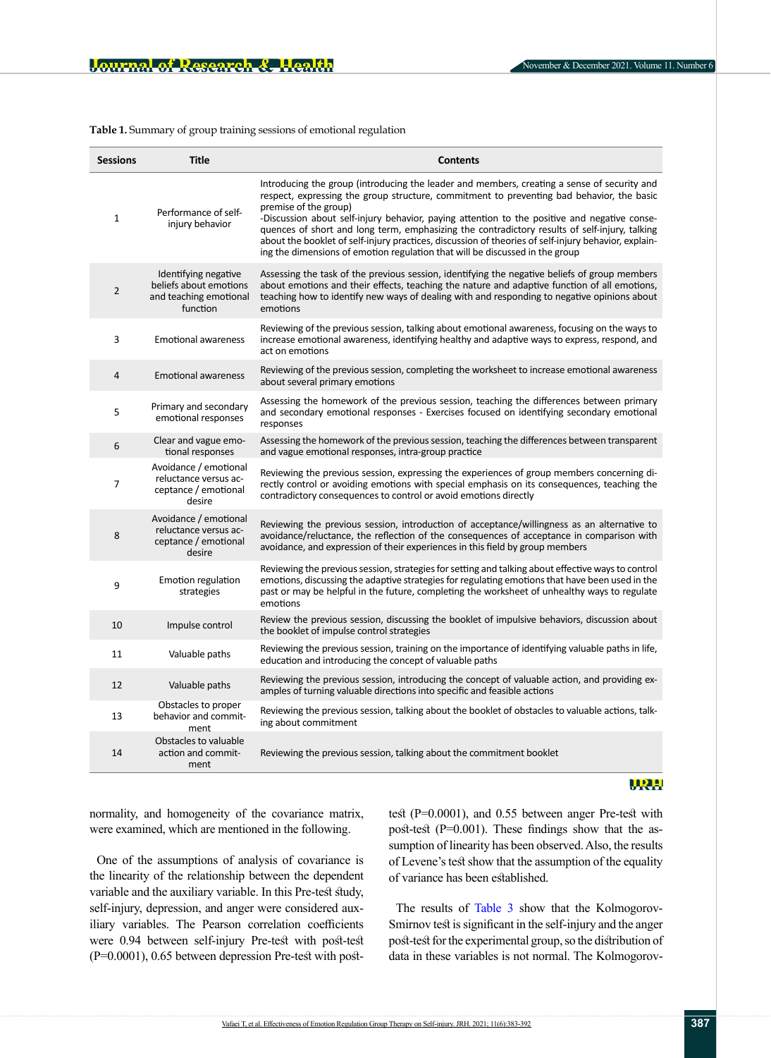**Table 1.** Summary of group training sessions of emotional regulation

| Sessions | Title | Contents |
|---|---|---|
| 1 | Performance of self-injury behavior | Introducing the group (introducing the leader and members, creating a sense of security and respect, expressing the group structure, commitment to preventing bad behavior, the basic premise of the group) -Discussion about self-injury behavior, paying attention to the positive and negative consequences of short and long term, emphasizing the contradictory results of self-injury, talking about the booklet of self-injury practices, discussion of theories of self-injury behavior, explaining the dimensions of emotion regulation that will be discussed in the group |
| 2 | Identifying negative beliefs about emotions and teaching emotional function | Assessing the task of the previous session, identifying the negative beliefs of group members about emotions and their effects, teaching the nature and adaptive function of all emotions, teaching how to identify new ways of dealing with and responding to negative opinions about emotions |
| 3 | Emotional awareness | Reviewing of the previous session, talking about emotional awareness, focusing on the ways to increase emotional awareness, identifying healthy and adaptive ways to express, respond, and act on emotions |
| 4 | Emotional awareness | Reviewing of the previous session, completing the worksheet to increase emotional awareness about several primary emotions |
| 5 | Primary and secondary emotional responses | Assessing the homework of the previous session, teaching the differences between primary and secondary emotional responses - Exercises focused on identifying secondary emotional responses |
| 6 | Clear and vague emotional responses | Assessing the homework of the previous session, teaching the differences between transparent and vague emotional responses, intra-group practice |
| 7 | Avoidance / emotional reluctance versus acceptance / emotional desire | Reviewing the previous session, expressing the experiences of group members concerning directly control or avoiding emotions with special emphasis on its consequences, teaching the contradictory consequences to control or avoid emotions directly |
| 8 | Avoidance / emotional reluctance versus acceptance / emotional desire | Reviewing the previous session, introduction of acceptance/willingness as an alternative to avoidance/reluctance, the reflection of the consequences of acceptance in comparison with avoidance, and expression of their experiences in this field by group members |
| 9 | Emotion regulation strategies | Reviewing the previous session, strategies for setting and talking about effective ways to control emotions, discussing the adaptive strategies for regulating emotions that have been used in the past or may be helpful in the future, completing the worksheet of unhealthy ways to regulate emotions |
| 10 | Impulse control | Review the previous session, discussing the booklet of impulsive behaviors, discussion about the booklet of impulse control strategies |
| 11 | Valuable paths | Reviewing the previous session, training on the importance of identifying valuable paths in life, education and introducing the concept of valuable paths |
| 12 | Valuable paths | Reviewing the previous session, introducing the concept of valuable action, and providing examples of turning valuable directions into specific and feasible actions |
| 13 | Obstacles to proper behavior and commitment | Reviewing the previous session, talking about the booklet of obstacles to valuable actions, talking about commitment |
| 14 | Obstacles to valuable action and commitment | Reviewing the previous session, talking about the commitment booklet |

normality, and homogeneity of the covariance matrix, were examined, which are mentioned in the following.

One of the assumptions of analysis of covariance is the linearity of the relationship between the dependent variable and the auxiliary variable. In this Pre-test study, self-injury, depression, and anger were considered auxiliary variables. The Pearson correlation coefficients were 0.94 between self-injury Pre-test with post-test (P=0.0001), 0.65 between depression Pre-test with post-test (P=0.0001), and 0.55 between anger Pre-test with post-test (P=0.001). These findings show that the assumption of linearity has been observed. Also, the results of Levene's test show that the assumption of the equality of variance has been established.

The results of Table 3 show that the Kolmogorov-Smirnov test is significant in the self-injury and the anger post-test for the experimental group, so the distribution of data in these variables is not normal. The Kolmogorov-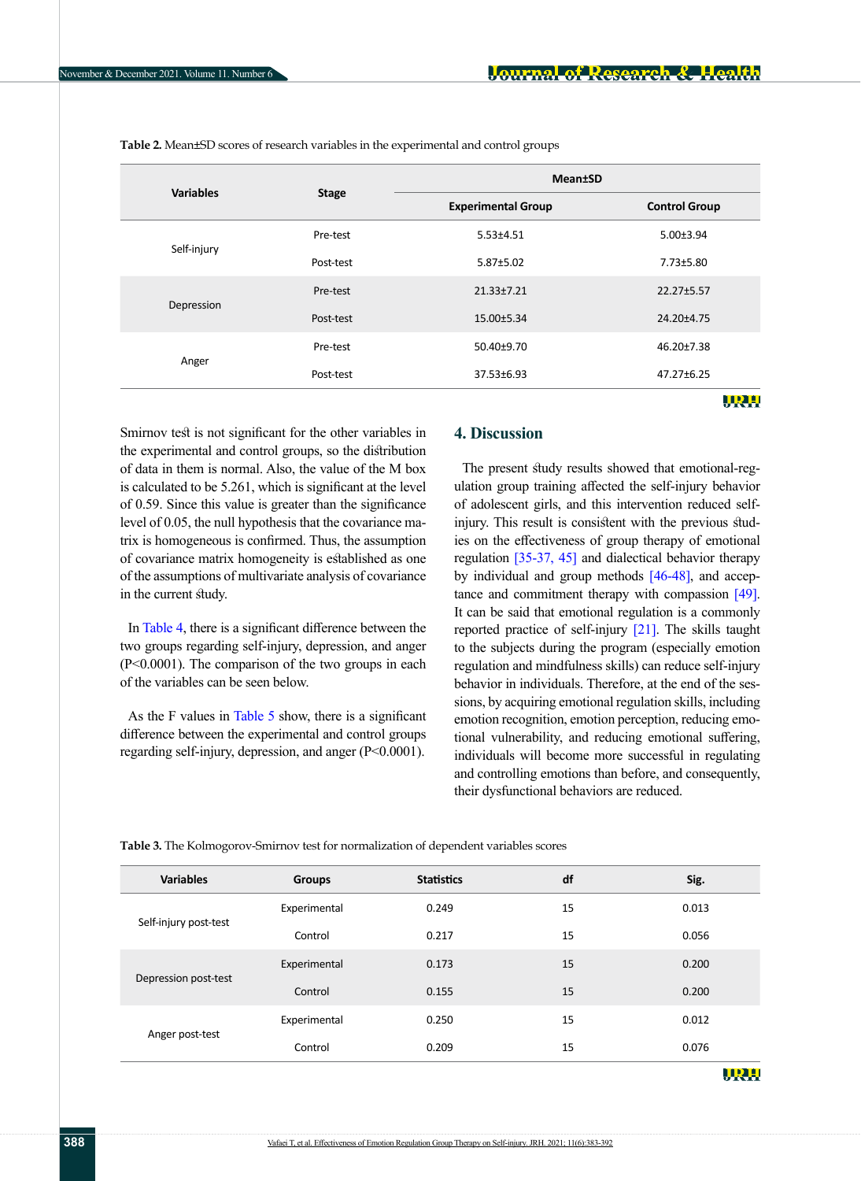**Table 2.** Mean±SD scores of research variables in the experimental and control groups

| Variables | Stage | Mean±SD | |
|---|---|---|---|
| | | Experimental Group | Control Group |
| Self-injury | Pre-test | 5.53±4.51 | 5.00±3.94 |
| | Post-test | 5.87±5.02 | 7.73±5.80 |
| Depression | Pre-test | 21.33±7.21 | 22.27±5.57 |
| | Post-test | 15.00±5.34 | 24.20±4.75 |
| Anger | Pre-test | 50.40±9.70 | 46.20±7.38 |
| | Post-test | 37.53±6.93 | 47.27±6.25 |

Smirnov test is not significant for the other variables in the experimental and control groups, so the distribution of data in them is normal. Also, the value of the M box is calculated to be 5.261, which is significant at the level of 0.59. Since this value is greater than the significance level of 0.05, the null hypothesis that the covariance matrix is homogeneous is confirmed. Thus, the assumption of covariance matrix homogeneity is established as one of the assumptions of multivariate analysis of covariance in the current study.

In Table 4, there is a significant difference between the two groups regarding self-injury, depression, and anger ($P<0.0001$). The comparison of the two groups in each of the variables can be seen below.

As the F values in Table 5 show, there is a significant difference between the experimental and control groups regarding self-injury, depression, and anger ($P<0.0001$).

## 4. Discussion

The present study results showed that emotional-regulation group training affected the self-injury behavior of adolescent girls, and this intervention reduced self-injury. This result is consistent with the previous studies on the effectiveness of group therapy of emotional regulation [35-37, 45] and dialectical behavior therapy by individual and group methods [46-48], and acceptance and commitment therapy with compassion [49]. It can be said that emotional regulation is a commonly reported practice of self-injury [21]. The skills taught to the subjects during the program (especially emotion regulation and mindfulness skills) can reduce self-injury behavior in individuals. Therefore, at the end of the sessions, by acquiring emotional regulation skills, including emotion recognition, emotion perception, reducing emotional vulnerability, and reducing emotional suffering, individuals will become more successful in regulating and controlling emotions than before, and consequently, their dysfunctional behaviors are reduced.

**Table 3.** The Kolmogorov-Smirnov test for normalization of dependent variables scores

| Variables | Groups | Statistics | df | Sig. |
|---|---|---|---|---|
| Self-injury post-test | Experimental | 0.249 | 15 | 0.013 |
| | Control | 0.217 | 15 | 0.056 |
| Depression post-test | Experimental | 0.173 | 15 | 0.200 |
| | Control | 0.155 | 15 | 0.200 |
| Anger post-test | Experimental | 0.250 | 15 | 0.012 |
| | Control | 0.209 | 15 | 0.076 |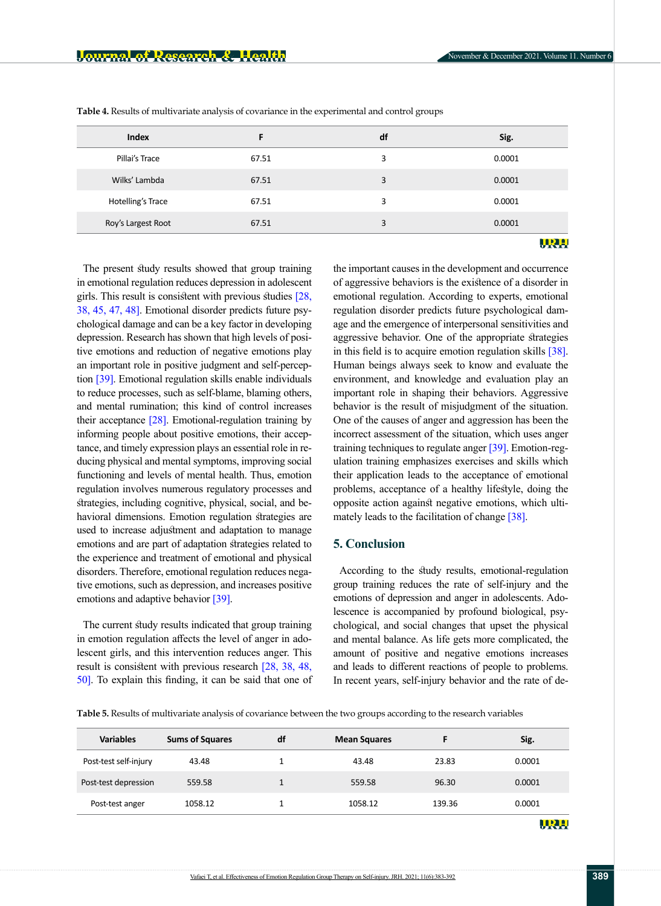**Table 4.** Results of multivariate analysis of covariance in the experimental and control groups

| Index | F | df | Sig. |
|---|---|---|---|
| Pillai's Trace | 67.51 | 3 | 0.0001 |
| Wilks' Lambda | 67.51 | 3 | 0.0001 |
| Hotelling's Trace | 67.51 | 3 | 0.0001 |
| Roy's Largest Root | 67.51 | 3 | 0.0001 |

The present study results showed that group training in emotional regulation reduces depression in adolescent girls. This result is consistent with previous studies [28, 38, 45, 47, 48]. Emotional disorder predicts future psychological damage and can be a key factor in developing depression. Research has shown that high levels of positive emotions and reduction of negative emotions play an important role in positive judgment and self-perception [39]. Emotional regulation skills enable individuals to reduce processes, such as self-blame, blaming others, and mental rumination; this kind of control increases their acceptance [28]. Emotional-regulation training by informing people about positive emotions, their acceptance, and timely expression plays an essential role in reducing physical and mental symptoms, improving social functioning and levels of mental health. Thus, emotion regulation involves numerous regulatory processes and strategies, including cognitive, physical, social, and behavioral dimensions. Emotion regulation strategies are used to increase adjustment and adaptation to manage emotions and are part of adaptation strategies related to the experience and treatment of emotional and physical disorders. Therefore, emotional regulation reduces negative emotions, such as depression, and increases positive emotions and adaptive behavior [39].

The current study results indicated that group training in emotion regulation affects the level of anger in adolescent girls, and this intervention reduces anger. This result is consistent with previous research [28, 38, 48, 50]. To explain this finding, it can be said that one of the important causes in the development and occurrence of aggressive behaviors is the existence of a disorder in emotional regulation. According to experts, emotional regulation disorder predicts future psychological damage and the emergence of interpersonal sensitivities and aggressive behavior. One of the appropriate strategies in this field is to acquire emotion regulation skills [38]. Human beings always seek to know and evaluate the environment, and knowledge and evaluation play an important role in shaping their behaviors. Aggressive behavior is the result of misjudgment of the situation. One of the causes of anger and aggression has been the incorrect assessment of the situation, which uses anger training techniques to regulate anger [39]. Emotion-regulation training emphasizes exercises and skills which their application leads to the acceptance of emotional problems, acceptance of a healthy lifestyle, doing the opposite action against negative emotions, which ultimately leads to the facilitation of change [38].

## 5. Conclusion

According to the study results, emotional-regulation group training reduces the rate of self-injury and the emotions of depression and anger in adolescents. Adolescence is accompanied by profound biological, psychological, and social changes that upset the physical and mental balance. As life gets more complicated, the amount of positive and negative emotions increases and leads to different reactions of people to problems. In recent years, self-injury behavior and the rate of de-

**Table 5.** Results of multivariate analysis of covariance between the two groups according to the research variables

| Variables | Sums of Squares | df | Mean Squares | F | Sig. |
|---|---|---|---|---|---|
| Post-test self-injury | 43.48 | 1 | 43.48 | 23.83 | 0.0001 |
| Post-test depression | 559.58 | 1 | 559.58 | 96.30 | 0.0001 |
| Post-test anger | 1058.12 | 1 | 1058.12 | 139.36 | 0.0001 |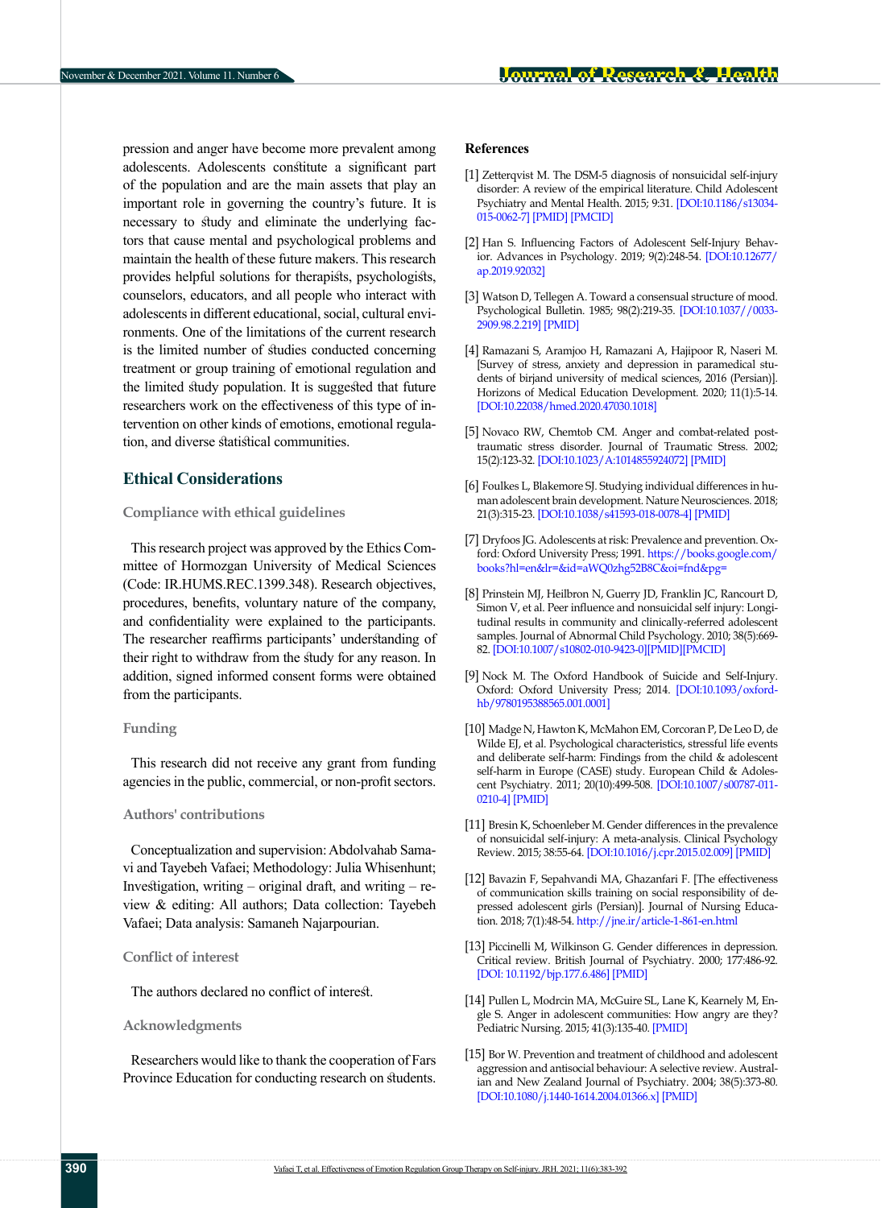pression and anger have become more prevalent among adolescents. Adolescents constitute a significant part of the population and are the main assets that play an important role in governing the country's future. It is necessary to study and eliminate the underlying factors that cause mental and psychological problems and maintain the health of these future makers. This research provides helpful solutions for therapists, psychologists, counselors, educators, and all people who interact with adolescents in different educational, social, cultural environments. One of the limitations of the current research is the limited number of studies conducted concerning treatment or group training of emotional regulation and the limited study population. It is suggested that future researchers work on the effectiveness of this type of intervention on other kinds of emotions, emotional regulation, and diverse statistical communities.

## Ethical Considerations

### Compliance with ethical guidelines

This research project was approved by the Ethics Committee of Hormozgan University of Medical Sciences (Code: IR.HUMS.REC.1399.348). Research objectives, procedures, benefits, voluntary nature of the company, and confidentiality were explained to the participants. The researcher reaffirms participants' understanding of their right to withdraw from the study for any reason. In addition, signed informed consent forms were obtained from the participants.

### Funding

This research did not receive any grant from funding agencies in the public, commercial, or non-profit sectors.

### Authors' contributions

Conceptualization and supervision: Abdolvahab Samavi and Tayebeh Vafaei; Methodology: Julia Whisenhunt; Investigation, writing – original draft, and writing – review & editing: All authors; Data collection: Tayebeh Vafaei; Data analysis: Samaneh Najarpourian.

### Conflict of interest

The authors declared no conflict of interest.

### Acknowledgments

Researchers would like to thank the cooperation of Fars Province Education for conducting research on students.

## References

[1] Zetterqvist M. The DSM-5 diagnosis of nonsuicidal self-injury disorder: A review of the empirical literature. Child Adolescent Psychiatry and Mental Health. 2015; 9:31. [DOI:10.1186/s13034-015-0062-7] [PMID] [PMCID]

[2] Han S. Influencing Factors of Adolescent Self-Injury Behavior. Advances in Psychology. 2019; 9(2):248-54. [DOI:10.12677/ap.2019.92032]

[3] Watson D, Tellegen A. Toward a consensual structure of mood. Psychological Bulletin. 1985; 98(2):219-35. [DOI:10.1037//0033-2909.98.2.219] [PMID]

[4] Ramazani S, Aramjoo H, Ramazani A, Hajipoor R, Naseri M. [Survey of stress, anxiety and depression in paramedical students of birjand university of medical sciences, 2016 (Persian)]. Horizons of Medical Education Development. 2020; 11(1):5-14. [DOI:10.22038/hmed.2020.47030.1018]

[5] Novaco RW, Chemtob CM. Anger and combat-related posttraumatic stress disorder. Journal of Traumatic Stress. 2002; 15(2):123-32. [DOI:10.1023/A:1014855924072] [PMID]

[6] Foulkes L, Blakemore SJ. Studying individual differences in human adolescent brain development. Nature Neurosciences. 2018; 21(3):315-23. [DOI:10.1038/s41593-018-0078-4] [PMID]

[7] Dryfoos JG. Adolescents at risk: Prevalence and prevention. Oxford: Oxford University Press; 1991. https://books.google.com/books?hl=en&lr=&id=aWQ0zhg52B8C&oi=fnd&pg=

[8] Prinstein MJ, Heilbron N, Guerry JD, Franklin JC, Rancourt D, Simon V, et al. Peer influence and nonsuicidal self injury: Longitudinal results in community and clinically-referred adolescent samples. Journal of Abnormal Child Psychology. 2010; 38(5):669-82. [DOI:10.1007/s10802-010-9423-0][PMID][PMCID]

[9] Nock M. The Oxford Handbook of Suicide and Self-Injury. Oxford: Oxford University Press; 2014. [DOI:10.1093/oxfordhb/9780195388565.001.0001]

[10] Madge N, Hawton K, McMahon EM, Corcoran P, De Leo D, de Wilde EJ, et al. Psychological characteristics, stressful life events and deliberate self-harm: Findings from the child & adolescent self-harm in Europe (CASE) study. European Child & Adolescent Psychiatry. 2011; 20(10):499-508. [DOI:10.1007/s00787-011-0210-4] [PMID]

[11] Bresin K, Schoenleber M. Gender differences in the prevalence of nonsuicidal self-injury: A meta-analysis. Clinical Psychology Review. 2015; 38:55-64. [DOI:10.1016/j.cpr.2015.02.009] [PMID]

[12] Bavazin F, Sepahvandi MA, Ghazanfari F. [The effectiveness of communication skills training on social responsibility of depressed adolescent girls (Persian)]. Journal of Nursing Education. 2018; 7(1):48-54. http://jne.ir/article-1-861-en.html

[13] Piccinelli M, Wilkinson G. Gender differences in depression. Critical review. British Journal of Psychiatry. 2000; 177:486-92. [DOI: 10.1192/bjp.177.6.486] [PMID]

[14] Pullen L, Modrcin MA, McGuire SL, Lane K, Kearnely M, Engle S. Anger in adolescent communities: How angry are they? Pediatric Nursing. 2015; 41(3):135-40. [PMID]

[15] Bor W. Prevention and treatment of childhood and adolescent aggression and antisocial behaviour: A selective review. Australian and New Zealand Journal of Psychiatry. 2004; 38(5):373-80. [DOI:10.1080/j.1440-1614.2004.01366.x] [PMID]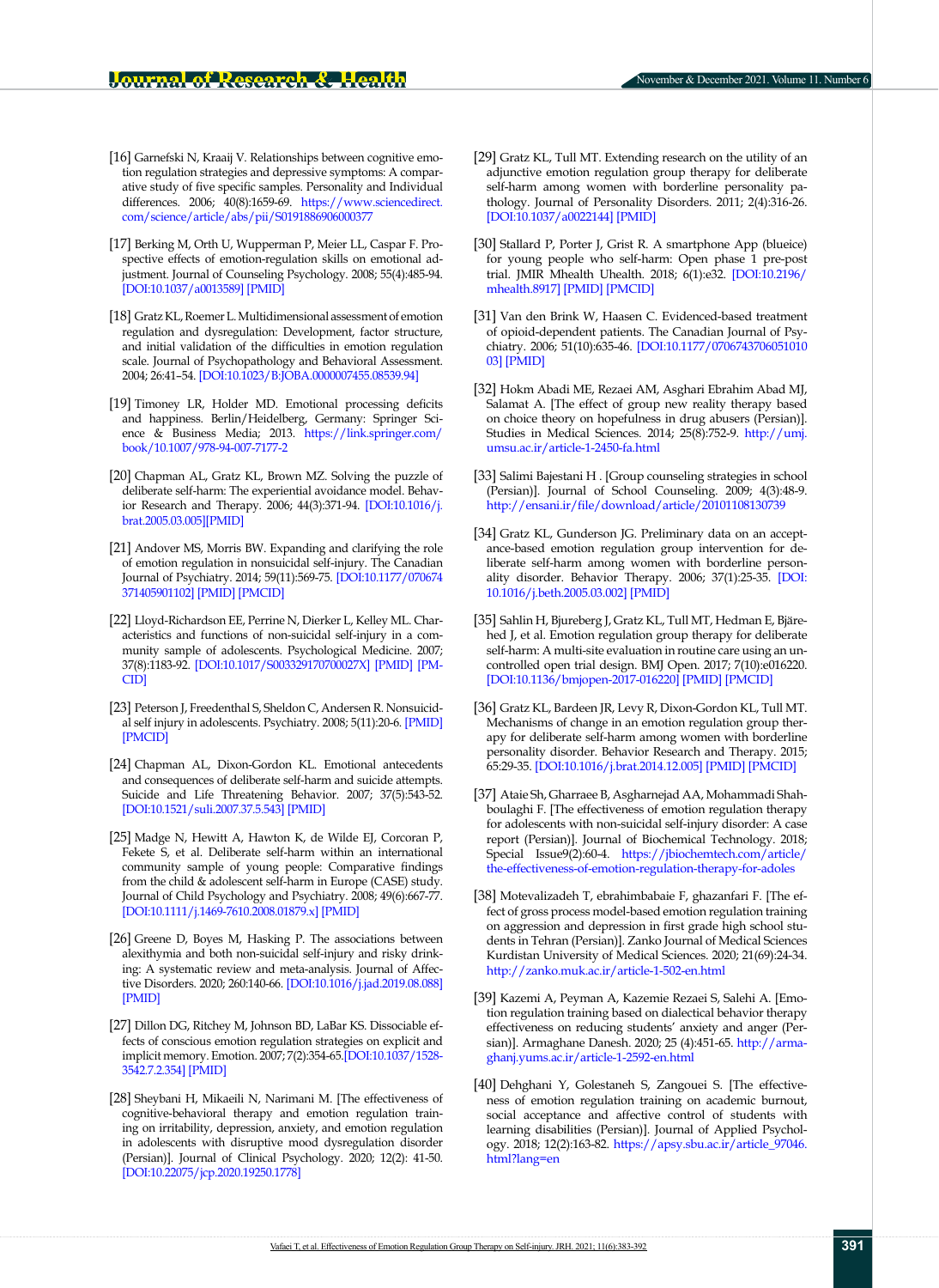[16] Garnefski N, Kraaij V. Relationships between cognitive emotion regulation strategies and depressive symptoms: A comparative study of five specific samples. Personality and Individual differences. 2006; 40(8):1659-69. https://www.sciencedirect.com/science/article/abs/pii/S0191886906000377

[17] Berking M, Orth U, Wupperman P, Meier LL, Caspar F. Prospective effects of emotion-regulation skills on emotional adjustment. Journal of Counseling Psychology. 2008; 55(4):485-94. [DOI:10.1037/a0013589] [PMID]

[18] Gratz KL, Roemer L. Multidimensional assessment of emotion regulation and dysregulation: Development, factor structure, and initial validation of the difficulties in emotion regulation scale. Journal of Psychopathology and Behavioral Assessment. 2004; 26:41–54. [DOI:10.1023/B:JOBA.0000007455.08539.94]

[19] Timoney LR, Holder MD. Emotional processing deficits and happiness. Berlin/Heidelberg, Germany: Springer Science & Business Media; 2013. https://link.springer.com/book/10.1007/978-94-007-7177-2

[20] Chapman AL, Gratz KL, Brown MZ. Solving the puzzle of deliberate self-harm: The experiential avoidance model. Behavior Research and Therapy. 2006; 44(3):371-94. [DOI:10.1016/j.brat.2005.03.005][PMID]

[21] Andover MS, Morris BW. Expanding and clarifying the role of emotion regulation in nonsuicidal self-injury. The Canadian Journal of Psychiatry. 2014; 59(11):569-75. [DOI:10.1177/070674371405901102] [PMID] [PMCID]

[22] Lloyd-Richardson EE, Perrine N, Dierker L, Kelley ML. Characteristics and functions of non-suicidal self-injury in a community sample of adolescents. Psychological Medicine. 2007; 37(8):1183-92. [DOI:10.1017/S003329170700027X] [PMID] [PMCID]

[23] Peterson J, Freedenthal S, Sheldon C, Andersen R. Nonsuicidal self injury in adolescents. Psychiatry. 2008; 5(11):20-6. [PMID] [PMCID]

[24] Chapman AL, Dixon-Gordon KL. Emotional antecedents and consequences of deliberate self-harm and suicide attempts. Suicide and Life Threatening Behavior. 2007; 37(5):543-52. [DOI:10.1521/suli.2007.37.5.543] [PMID]

[25] Madge N, Hewitt A, Hawton K, de Wilde EJ, Corcoran P, Fekete S, et al. Deliberate self-harm within an international community sample of young people: Comparative findings from the child & adolescent self-harm in Europe (CASE) study. Journal of Child Psychology and Psychiatry. 2008; 49(6):667-77. [DOI:10.1111/j.1469-7610.2008.01879.x] [PMID]

[26] Greene D, Boyes M, Hasking P. The associations between alexithymia and both non-suicidal self-injury and risky drinking: A systematic review and meta-analysis. Journal of Affective Disorders. 2020; 260:140-66. [DOI:10.1016/j.jad.2019.08.088] [PMID]

[27] Dillon DG, Ritchey M, Johnson BD, LaBar KS. Dissociable effects of conscious emotion regulation strategies on explicit and implicit memory. Emotion. 2007; 7(2):354-65.[DOI:10.1037/1528-3542.7.2.354] [PMID]

[28] Sheybani H, Mikaeili N, Narimani M. [The effectiveness of cognitive-behavioral therapy and emotion regulation training on irritability, depression, anxiety, and emotion regulation in adolescents with disruptive mood dysregulation disorder (Persian)]. Journal of Clinical Psychology. 2020; 12(2): 41-50. [DOI:10.22075/jcp.2020.19250.1778]

[29] Gratz KL, Tull MT. Extending research on the utility of an adjunctive emotion regulation group therapy for deliberate self-harm among women with borderline personality pathology. Journal of Personality Disorders. 2011; 2(4):316-26. [DOI:10.1037/a0022144] [PMID]

[30] Stallard P, Porter J, Grist R. A smartphone App (blueice) for young people who self-harm: Open phase 1 pre-post trial. JMIR Mhealth Uhealth. 2018; 6(1):e32. [DOI:10.2196/mhealth.8917] [PMID] [PMCID]

[31] Van den Brink W, Haasen C. Evidenced-based treatment of opioid-dependent patients. The Canadian Journal of Psychiatry. 2006; 51(10):635-46. [DOI:10.1177/070674370605101003] [PMID]

[32] Hokm Abadi ME, Rezaei AM, Asghari Ebrahim Abad MJ, Salamat A. [The effect of group new reality therapy based on choice theory on hopefulness in drug abusers (Persian)]. Studies in Medical Sciences. 2014; 25(8):752-9. http://umj.umsu.ac.ir/article-1-2450-fa.html

[33] Salimi Bajestani H . [Group counseling strategies in school (Persian)]. Journal of School Counseling. 2009; 4(3):48-9. http://ensani.ir/file/download/article/20101108130739

[34] Gratz KL, Gunderson JG. Preliminary data on an acceptance-based emotion regulation group intervention for deliberate self-harm among women with borderline personality disorder. Behavior Therapy. 2006; 37(1):25-35. [DOI:10.1016/j.beth.2005.03.002] [PMID]

[35] Sahlin H, Bjureberg J, Gratz KL, Tull MT, Hedman E, Bjärehed J, et al. Emotion regulation group therapy for deliberate self-harm: A multi-site evaluation in routine care using an uncontrolled open trial design. BMJ Open. 2017; 7(10):e016220. [DOI:10.1136/bmjopen-2017-016220] [PMID] [PMCID]

[36] Gratz KL, Bardeen JR, Levy R, Dixon-Gordon KL, Tull MT. Mechanisms of change in an emotion regulation group therapy for deliberate self-harm among women with borderline personality disorder. Behavior Research and Therapy. 2015; 65:29-35. [DOI:10.1016/j.brat.2014.12.005] [PMID] [PMCID]

[37] Ataie Sh, Gharraee B, Asgharnejad AA, Mohammadi Shahboulaghi F. [The effectiveness of emotion regulation therapy for adolescents with non-suicidal self-injury disorder: A case report (Persian)]. Journal of Biochemical Technology. 2018; Special Issue9(2):60-4. https://jbiochemtech.com/article/the-effectiveness-of-emotion-regulation-therapy-for-adoles

[38] Motevalizadeh T, ebrahimbabaie F, ghazanfari F. [The effect of gross process model-based emotion regulation training on aggression and depression in first grade high school students in Tehran (Persian)]. Zanko Journal of Medical Sciences Kurdistan University of Medical Sciences. 2020; 21(69):24-34. http://zanko.muk.ac.ir/article-1-502-en.html

[39] Kazemi A, Peyman A, Kazemie Rezaei S, Salehi A. [Emotion regulation training based on dialectical behavior therapy effectiveness on reducing students' anxiety and anger (Persian)]. Armaghane Danesh. 2020; 25 (4):451-65. http://armaghanj.yums.ac.ir/article-1-2592-en.html

[40] Dehghani Y, Golestaneh S, Zangouei S. [The effectiveness of emotion regulation training on academic burnout, social acceptance and affective control of students with learning disabilities (Persian)]. Journal of Applied Psychology. 2018; 12(2):163-82. https://apsy.sbu.ac.ir/article_97046.html?lang=en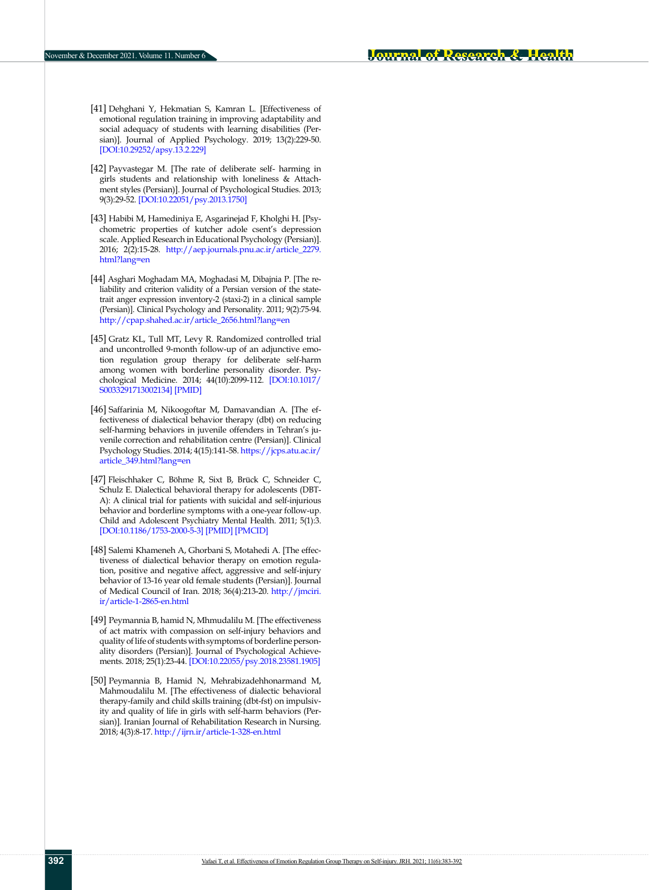[41] Dehghani Y, Hekmatian S, Kamran L. [Effectiveness of emotional regulation training in improving adaptability and social adequacy of students with learning disabilities (Persian)]. Journal of Applied Psychology. 2019; 13(2):229-50. [DOI:10.29252/apsy.13.2.229]

[42] Payvastegar M. [The rate of deliberate self- harming in girls students and relationship with loneliness & Attachment styles (Persian)]. Journal of Psychological Studies. 2013; 9(3):29-52. [DOI:10.22051/psy.2013.1750]

[43] Habibi M, Hamediniya E, Asgarinejad F, Kholghi H. [Psychometric properties of kutcher adole csent's depression scale. Applied Research in Educational Psychology (Persian)]. 2016; 2(2):15-28. http://aep.journals.pnu.ac.ir/article_2279.html?lang=en

[44] Asghari Moghadam MA, Moghadasi M, Dibajnia P. [The reliability and criterion validity of a Persian version of the state-trait anger expression inventory-2 (staxi-2) in a clinical sample (Persian)]. Clinical Psychology and Personality. 2011; 9(2):75-94. http://cpap.shahed.ac.ir/article_2656.html?lang=en

[45] Gratz KL, Tull MT, Levy R. Randomized controlled trial and uncontrolled 9-month follow-up of an adjunctive emotion regulation group therapy for deliberate self-harm among women with borderline personality disorder. Psychological Medicine. 2014; 44(10):2099-112. [DOI:10.1017/S0033291713002134] [PMID]

[46] Saffarinia M, Nikoogoftar M, Damavandian A. [The effectiveness of dialectical behavior therapy (dbt) on reducing self-harming behaviors in juvenile offenders in Tehran's juvenile correction and rehabilitation centre (Persian)]. Clinical Psychology Studies. 2014; 4(15):141-58. https://jcps.atu.ac.ir/article_349.html?lang=en

[47] Fleischhaker C, Böhme R, Sixt B, Brück C, Schneider C, Schulz E. Dialectical behavioral therapy for adolescents (DBT-A): A clinical trial for patients with suicidal and self-injurious behavior and borderline symptoms with a one-year follow-up. Child and Adolescent Psychiatry Mental Health. 2011; 5(1):3. [DOI:10.1186/1753-2000-5-3] [PMID] [PMCID]

[48] Salemi Khameneh A, Ghorbani S, Motahedi A. [The effectiveness of dialectical behavior therapy on emotion regulation, positive and negative affect, aggressive and self-injury behavior of 13-16 year old female students (Persian)]. Journal of Medical Council of Iran. 2018; 36(4):213-20. http://jmciri.ir/article-1-2865-en.html

[49] Peymannia B, hamid N, Mhmudalilu M. [The effectiveness of act matrix with compassion on self-injury behaviors and quality of life of students with symptoms of borderline personality disorders (Persian)]. Journal of Psychological Achievements. 2018; 25(1):23-44. [DOI:10.22055/psy.2018.23581.1905]

[50] Peymannia B, Hamid N, Mehrabizadehhonarmand M, Mahmoudalilu M. [The effectiveness of dialectic behavioral therapy-family and child skills training (dbt-fst) on impulsivity and quality of life in girls with self-harm behaviors (Persian)]. Iranian Journal of Rehabilitation Research in Nursing. 2018; 4(3):8-17. http://ijrn.ir/article-1-328-en.html